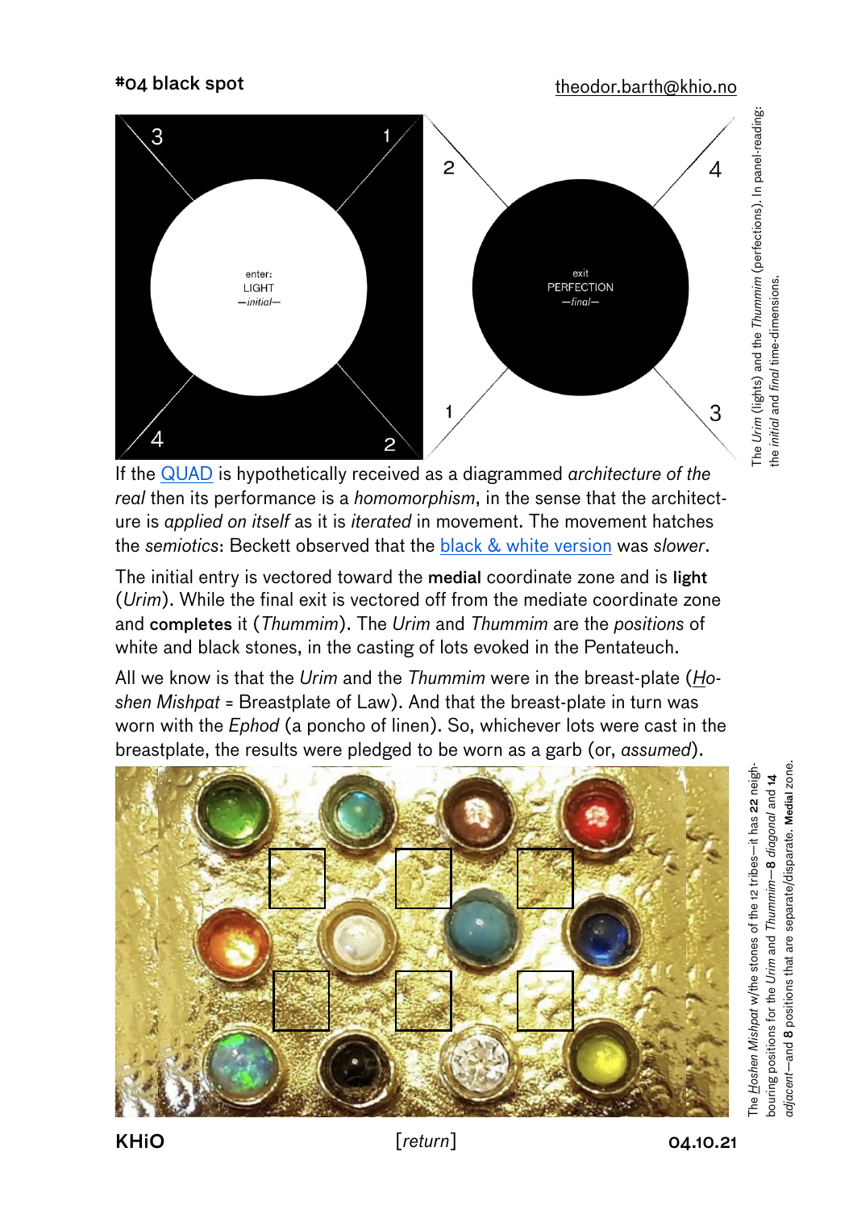**#04 black spot** theodor.barth@khio.no

enter:
LIGHT
—*initial*—

exit
PERFECTION
—*final*—

The *Urim* (lights) and the *Thummim* (perfections). In panel-reading: the *initial* and *final* time-dimensions.

If the QUAD is hypothetically received as a diagrammed *architecture of the real* then its performance is a *homomorphism*, in the sense that the architecture is *applied on itself* as it is *iterated* in movement. The movement hatches the *semiotics*: Beckett observed that the black & white version was *slower*.

The initial entry is vectored toward the **medial** coordinate zone and is **light** (*Urim*). While the final exit is vectored off from the mediate coordinate zone and **completes** it (*Thummim*). The *Urim* and *Thummim* are the *positions* of white and black stones, in the casting of lots evoked in the Pentateuch.

All we know is that the *Urim* and the *Thummim* were in the breast-plate (*Hoshen Mishpat* = Breastplate of Law). And that the breast-plate in turn was worn with the *Ephod* (a poncho of linen). So, whichever lots were cast in the breastplate, the results were pledged to be worn as a garb (or, *assumed*).

The *Hoshen Mishpat* w/the stones of the 12 tribes—it has **22** neighbouring positions for the *Urim* and *Thummim*—**8** *diagonal* and **14** *adjacent*—and **8** positions that are separate/disparate. **Medial** zone.

KHiO [*return*] 04.10.21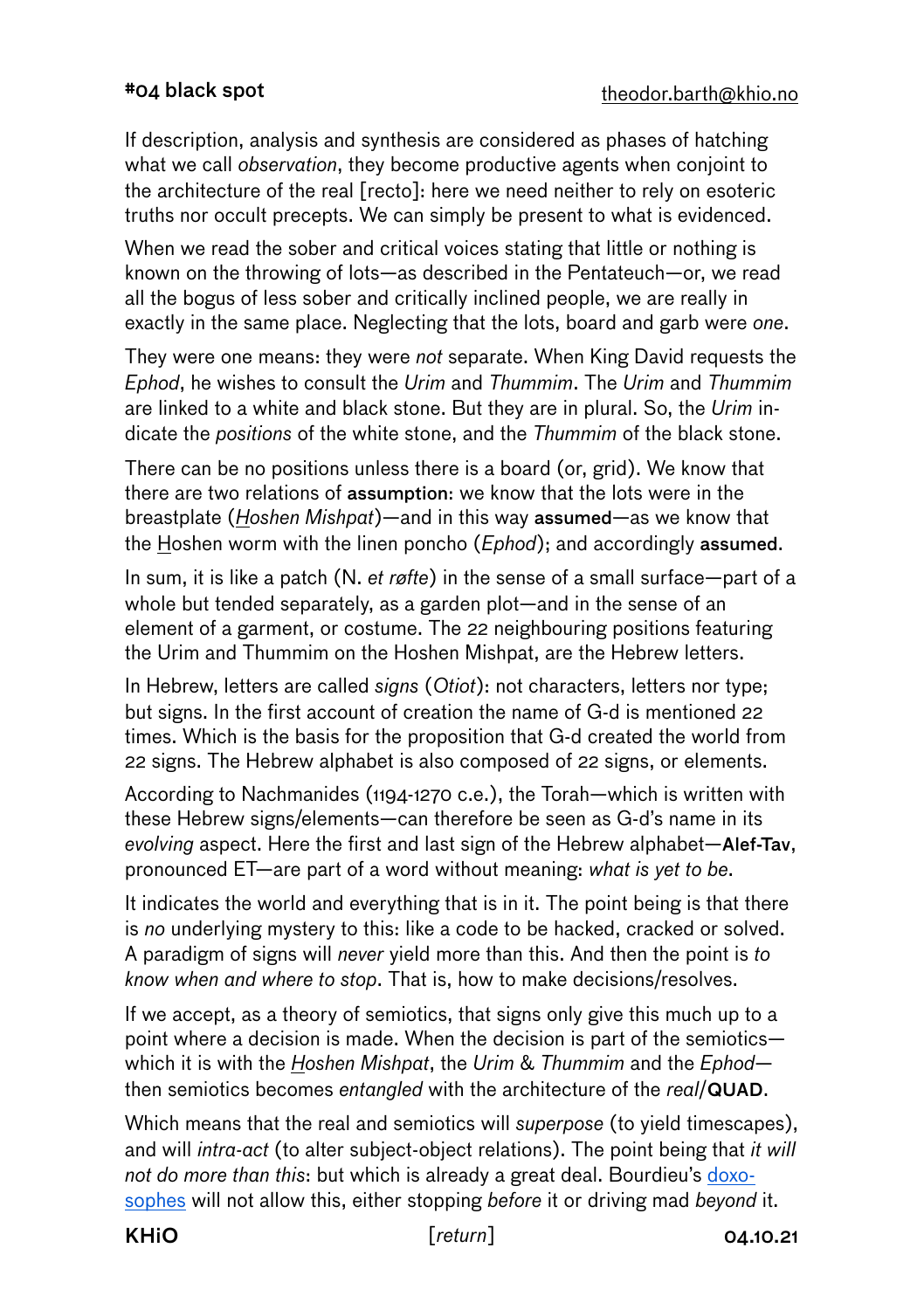**#04 black spot** theodor.barth@khio.no

If description, analysis and synthesis are considered as phases of hatching what we call *observation*, they become productive agents when conjoint to the architecture of the real [recto]: here we need neither to rely on esoteric truths nor occult precepts. We can simply be present to what is evidenced.

When we read the sober and critical voices stating that little or nothing is known on the throwing of lots—as described in the Pentateuch—or, we read all the bogus of less sober and critically inclined people, we are really in exactly in the same place. Neglecting that the lots, board and garb were *one*.

They were one means: they were *not* separate. When King David requests the *Ephod*, he wishes to consult the *Urim* and *Thummim*. The *Urim* and *Thummim* are linked to a white and black stone. But they are in plural. So, the *Urim* indicate the *positions* of the white stone, and the *Thummim* of the black stone.

There can be no positions unless there is a board (or, grid). We know that there are two relations of **assumption**: we know that the lots were in the breastplate (*H̲oshen Mishpat*)—and in this way **assumed**—as we know that the H̲oshen worm with the linen poncho (*Ephod*); and accordingly **assumed**.

In sum, it is like a patch (N. *et røfte*) in the sense of a small surface—part of a whole but tended separately, as a garden plot—and in the sense of an element of a garment, or costume. The 22 neighbouring positions featuring the Urim and Thummim on the Hoshen Mishpat, are the Hebrew letters.

In Hebrew, letters are called *signs* (*Otiot*): not characters, letters nor type; but signs. In the first account of creation the name of G-d is mentioned 22 times. Which is the basis for the proposition that G-d created the world from 22 signs. The Hebrew alphabet is also composed of 22 signs, or elements.

According to Nachmanides (1194-1270 c.e.), the Torah—which is written with these Hebrew signs/elements—can therefore be seen as G-d's name in its *evolving* aspect. Here the first and last sign of the Hebrew alphabet—**Alef-Tav**, pronounced ET—are part of a word without meaning: *what is yet to be*.

It indicates the world and everything that is in it. The point being is that there is *no* underlying mystery to this: like a code to be hacked, cracked or solved. A paradigm of signs will *never* yield more than this. And then the point is *to know when and where to stop*. That is, how to make decisions/resolves.

If we accept, as a theory of semiotics, that signs only give this much up to a point where a decision is made. When the decision is part of the semiotics—which it is with the *H̲oshen Mishpat*, the *Urim* & *Thummim* and the *Ephod*—then semiotics becomes *entangled* with the architecture of the *real*/**QUAD**.

Which means that the real and semiotics will *superpose* (to yield timescapes), and will *intra-act* (to alter subject-object relations). The point being that *it will not do more than this*: but which is already a great deal. Bourdieu's doxosophes will not allow this, either stopping *before* it or driving mad *beyond* it.

**KHiO** [*return*] **04.10.21**